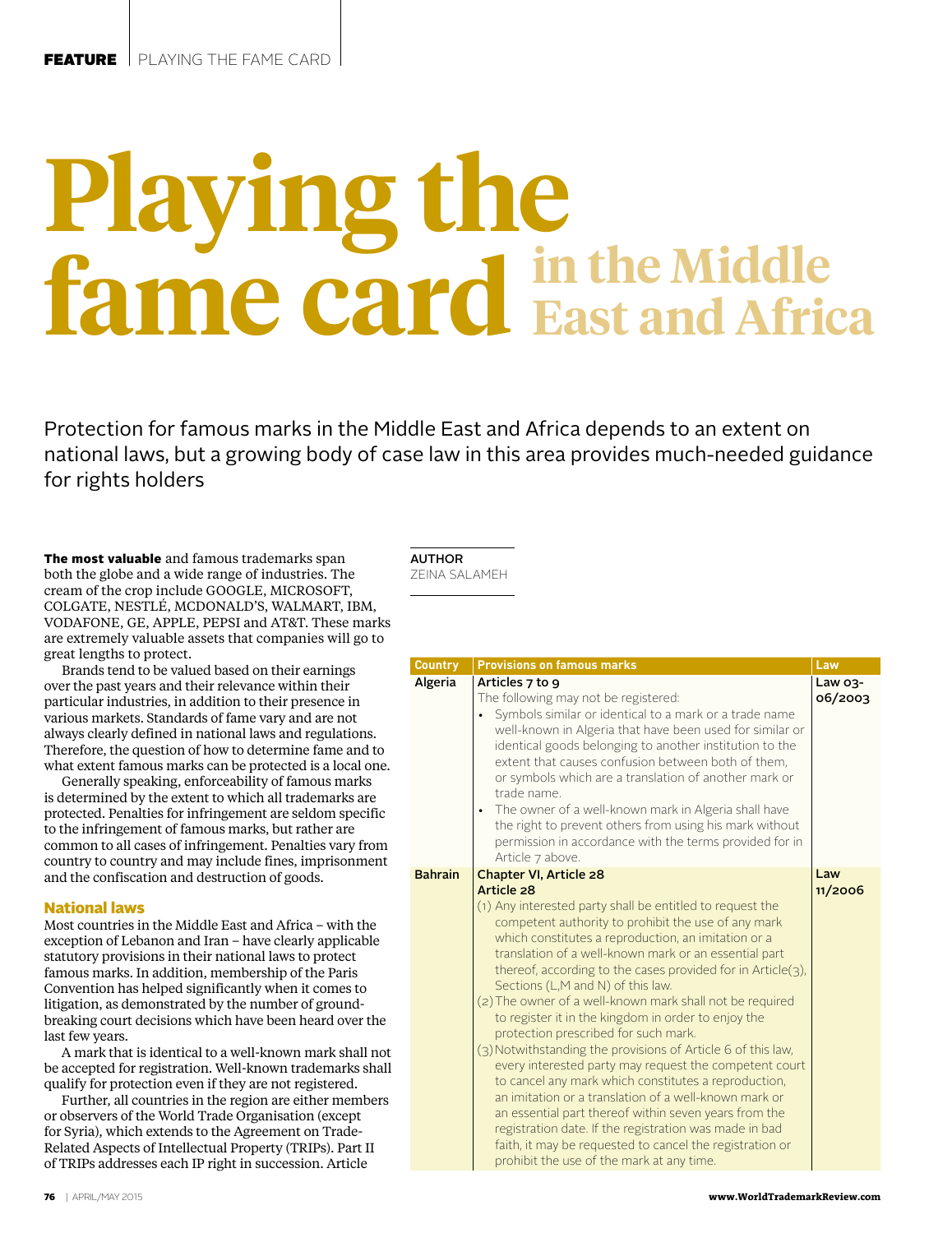# Playing the fame card in the Middle East and Africa

Protection for famous marks in the Middle East and Africa depends to an extent on national laws, but a growing body of case law in this area provides much-needed guidance for rights holders

AUTHOR
ZEINA SALAMEH

**The most valuable** and famous trademarks span both the globe and a wide range of industries. The cream of the crop include GOOGLE, MICROSOFT, COLGATE, NESTLÉ, MCDONALD'S, WALMART, IBM, VODAFONE, GE, APPLE, PEPSI and AT&T. These marks are extremely valuable assets that companies will go to great lengths to protect.

Brands tend to be valued based on their earnings over the past years and their relevance within their particular industries, in addition to their presence in various markets. Standards of fame vary and are not always clearly defined in national laws and regulations. Therefore, the question of how to determine fame and to what extent famous marks can be protected is a local one.

Generally speaking, enforceability of famous marks is determined by the extent to which all trademarks are protected. Penalties for infringement are seldom specific to the infringement of famous marks, but rather are common to all cases of infringement. Penalties vary from country to country and may include fines, imprisonment and the confiscation and destruction of goods.

## National laws

Most countries in the Middle East and Africa – with the exception of Lebanon and Iran – have clearly applicable statutory provisions in their national laws to protect famous marks. In addition, membership of the Paris Convention has helped significantly when it comes to litigation, as demonstrated by the number of ground-breaking court decisions which have been heard over the last few years.

A mark that is identical to a well-known mark shall not be accepted for registration. Well-known trademarks shall qualify for protection even if they are not registered.

Further, all countries in the region are either members or observers of the World Trade Organisation (except for Syria), which extends to the Agreement on Trade-Related Aspects of Intellectual Property (TRIPs). Part II of TRIPs addresses each IP right in succession. Article

| Country | Provisions on famous marks | Law |
|---|---|---|
| Algeria | **Articles 7 to 9**<br>The following may not be registered:<br>• Symbols similar or identical to a mark or a trade name well-known in Algeria that have been used for similar or identical goods belonging to another institution to the extent that causes confusion between both of them, or symbols which are a translation of another mark or trade name.<br>• The owner of a well-known mark in Algeria shall have the right to prevent others from using his mark without permission in accordance with the terms provided for in Article 7 above. | Law 03-06/2003 |
| Bahrain | **Chapter VI, Article 28**<br>**Article 28**<br>(1) Any interested party shall be entitled to request the competent authority to prohibit the use of any mark which constitutes a reproduction, an imitation or a translation of a well-known mark or an essential part thereof, according to the cases provided for in Article(3), Sections (L,M and N) of this law.<br>(2) The owner of a well-known mark shall not be required to register it in the kingdom in order to enjoy the protection prescribed for such mark.<br>(3) Notwithstanding the provisions of Article 6 of this law, every interested party may request the competent court to cancel any mark which constitutes a reproduction, an imitation or a translation of a well-known mark or an essential part thereof within seven years from the registration date. If the registration was made in bad faith, it may be requested to cancel the registration or prohibit the use of the mark at any time. | Law 11/2006 |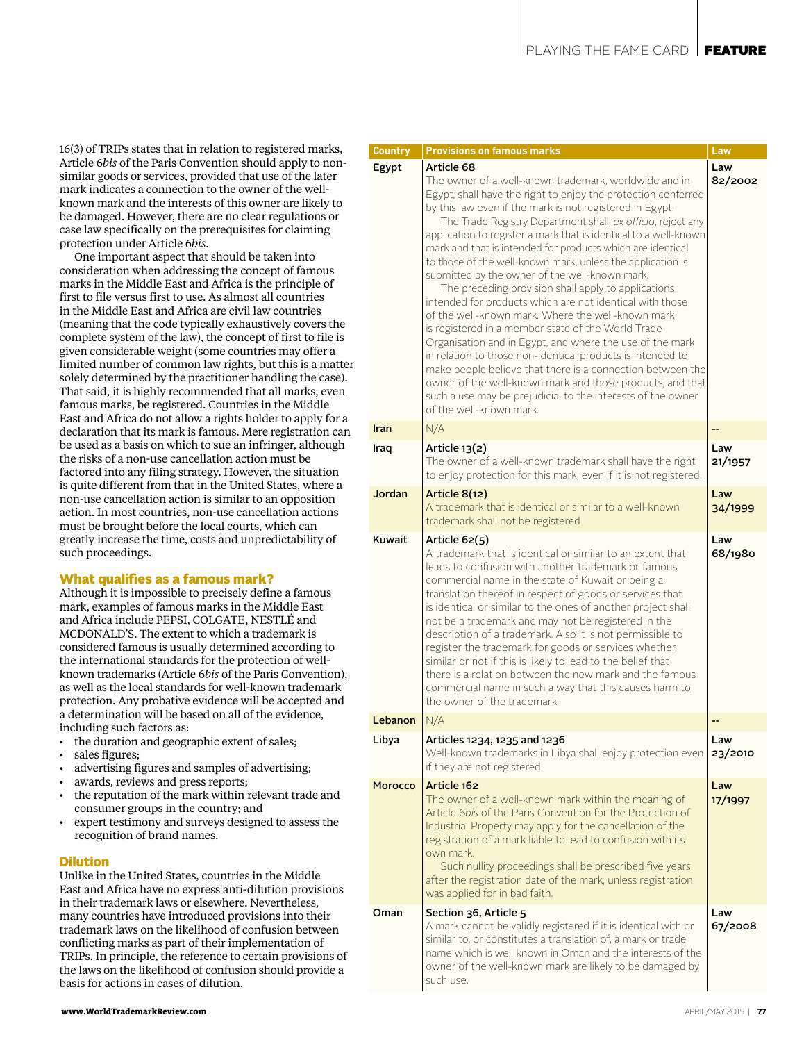16(3) of TRIPs states that in relation to registered marks, Article 6*bis* of the Paris Convention should apply to non-similar goods or services, provided that use of the later mark indicates a connection to the owner of the well-known mark and the interests of this owner are likely to be damaged. However, there are no clear regulations or case law specifically on the prerequisites for claiming protection under Article 6*bis*.

One important aspect that should be taken into consideration when addressing the concept of famous marks in the Middle East and Africa is the principle of first to file versus first to use. As almost all countries in the Middle East and Africa are civil law countries (meaning that the code typically exhaustively covers the complete system of the law), the concept of first to file is given considerable weight (some countries may offer a limited number of common law rights, but this is a matter solely determined by the practitioner handling the case). That said, it is highly recommended that all marks, even famous marks, be registered. Countries in the Middle East and Africa do not allow a rights holder to apply for a declaration that its mark is famous. Mere registration can be used as a basis on which to sue an infringer, although the risks of a non-use cancellation action must be factored into any filing strategy. However, the situation is quite different from that in the United States, where a non-use cancellation action is similar to an opposition action. In most countries, non-use cancellation actions must be brought before the local courts, which can greatly increase the time, costs and unpredictability of such proceedings.

## What qualifies as a famous mark?

Although it is impossible to precisely define a famous mark, examples of famous marks in the Middle East and Africa include PEPSI, COLGATE, NESTLÉ and MCDONALD'S. The extent to which a trademark is considered famous is usually determined according to the international standards for the protection of well-known trademarks (Article 6*bis* of the Paris Convention), as well as the local standards for well-known trademark protection. Any probative evidence will be accepted and a determination will be based on all of the evidence, including such factors as:

- the duration and geographic extent of sales;
- sales figures;
- advertising figures and samples of advertising;
- awards, reviews and press reports;
- the reputation of the mark within relevant trade and consumer groups in the country; and
- expert testimony and surveys designed to assess the recognition of brand names.

## Dilution

Unlike in the United States, countries in the Middle East and Africa have no express anti-dilution provisions in their trademark laws or elsewhere. Nevertheless, many countries have introduced provisions into their trademark laws on the likelihood of confusion between conflicting marks as part of their implementation of TRIPs. In principle, the reference to certain provisions of the laws on the likelihood of confusion should provide a basis for actions in cases of dilution.

| Country | Provisions on famous marks | Law |
|---|---|---|
| Egypt | **Article 68**<br>The owner of a well-known trademark, worldwide and in Egypt, shall have the right to enjoy the protection conferred by this law even if the mark is not registered in Egypt.<br>The Trade Registry Department shall, *ex officio*, reject any application to register a mark that is identical to a well-known mark and that is intended for products which are identical to those of the well-known mark, unless the application is submitted by the owner of the well-known mark.<br>The preceding provision shall apply to applications intended for products which are not identical with those of the well-known mark. Where the well-known mark is registered in a member state of the World Trade Organisation and in Egypt, and where the use of the mark in relation to those non-identical products is intended to make people believe that there is a connection between the owner of the well-known mark and those products, and that such a use may be prejudicial to the interests of the owner of the well-known mark. | Law 82/2002 |
| Iran | N/A | -- |
| Iraq | **Article 13(2)**<br>The owner of a well-known trademark shall have the right to enjoy protection for this mark, even if it is not registered. | Law 21/1957 |
| Jordan | **Article 8(12)**<br>A trademark that is identical or similar to a well-known trademark shall not be registered | Law 34/1999 |
| Kuwait | **Article 62(5)**<br>A trademark that is identical or similar to an extent that leads to confusion with another trademark or famous commercial name in the state of Kuwait or being a translation thereof in respect of goods or services that is identical or similar to the ones of another project shall not be a trademark and may not be registered in the description of a trademark. Also it is not permissible to register the trademark for goods or services whether similar or not if this is likely to lead to the belief that there is a relation between the new mark and the famous commercial name in such a way that this causes harm to the owner of the trademark. | Law 68/1980 |
| Lebanon | N/A | -- |
| Libya | **Articles 1234, 1235 and 1236**<br>Well-known trademarks in Libya shall enjoy protection even if they are not registered. | Law 23/2010 |
| Morocco | **Article 162**<br>The owner of a well-known mark within the meaning of Article 6*bis* of the Paris Convention for the Protection of Industrial Property may apply for the cancellation of the registration of a mark liable to lead to confusion with its own mark.<br>Such nullity proceedings shall be prescribed five years after the registration date of the mark, unless registration was applied for in bad faith. | Law 17/1997 |
| Oman | **Section 36, Article 5**<br>A mark cannot be validly registered if it is identical with or similar to, or constitutes a translation of, a mark or trade name which is well known in Oman and the interests of the owner of the well-known mark are likely to be damaged by such use. | Law 67/2008 |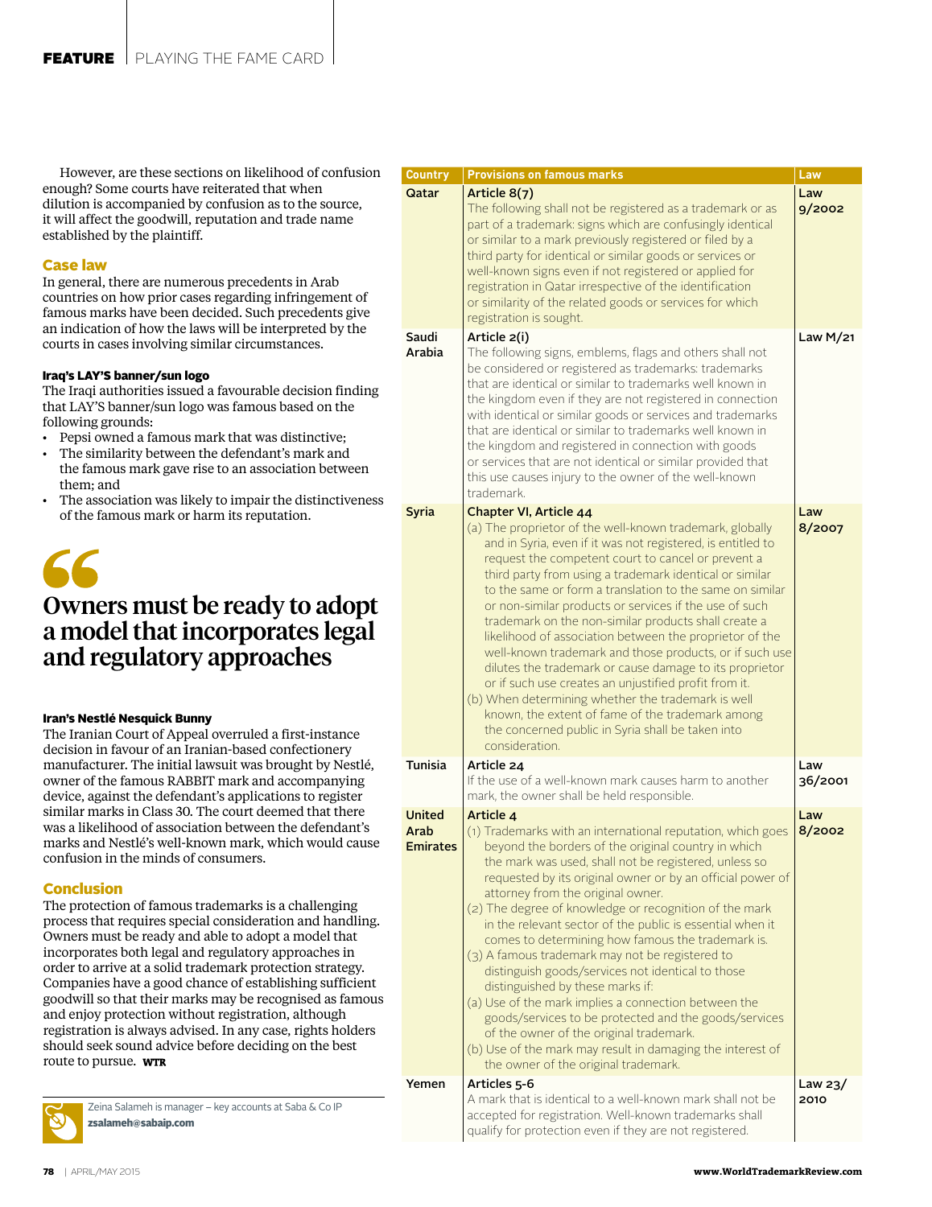However, are these sections on likelihood of confusion enough? Some courts have reiterated that when dilution is accompanied by confusion as to the source, it will affect the goodwill, reputation and trade name established by the plaintiff.

## Case law

In general, there are numerous precedents in Arab countries on how prior cases regarding infringement of famous marks have been decided. Such precedents give an indication of how the laws will be interpreted by the courts in cases involving similar circumstances.

**Iraq's LAY'S banner/sun logo**

The Iraqi authorities issued a favourable decision finding that LAY'S banner/sun logo was famous based on the following grounds:

- Pepsi owned a famous mark that was distinctive;
- The similarity between the defendant's mark and the famous mark gave rise to an association between them; and
- The association was likely to impair the distinctiveness of the famous mark or harm its reputation.

> **Owners must be ready to adopt a model that incorporates legal and regulatory approaches**

**Iran's Nestlé Nesquick Bunny**

The Iranian Court of Appeal overruled a first-instance decision in favour of an Iranian-based confectionery manufacturer. The initial lawsuit was brought by Nestlé, owner of the famous RABBIT mark and accompanying device, against the defendant's applications to register similar marks in Class 30. The court deemed that there was a likelihood of association between the defendant's marks and Nestlé's well-known mark, which would cause confusion in the minds of consumers.

## Conclusion

The protection of famous trademarks is a challenging process that requires special consideration and handling. Owners must be ready and able to adopt a model that incorporates both legal and regulatory approaches in order to arrive at a solid trademark protection strategy. Companies have a good chance of establishing sufficient goodwill so that their marks may be recognised as famous and enjoy protection without registration, although registration is always advised. In any case, rights holders should seek sound advice before deciding on the best route to pursue. **WTR**

Zeina Salameh is manager – key accounts at Saba & Co IP
**zsalameh@sabaip.com**

| Country | Provisions on famous marks | Law |
|---|---|---|
| Qatar | **Article 8(7)** The following shall not be registered as a trademark or as part of a trademark: signs which are confusingly identical or similar to a mark previously registered or filed by a third party for identical or similar goods or services or well-known signs even if not registered or applied for registration in Qatar irrespective of the identification or similarity of the related goods or services for which registration is sought. | Law 9/2002 |
| Saudi Arabia | **Article 2(i)** The following signs, emblems, flags and others shall not be considered or registered as trademarks: trademarks that are identical or similar to trademarks well known in the kingdom even if they are not registered in connection with identical or similar goods or services and trademarks that are identical or similar to trademarks well known in the kingdom and registered in connection with goods or services that are not identical or similar provided that this use causes injury to the owner of the well-known trademark. | Law M/21 |
| Syria | **Chapter VI, Article 44** (a) The proprietor of the well-known trademark, globally and in Syria, even if it was not registered, is entitled to request the competent court to cancel or prevent a third party from using a trademark identical or similar to the same or form a translation to the same on similar or non-similar products or services if the use of such trademark on the non-similar products shall create a likelihood of association between the proprietor of the well-known trademark and those products, or if such use dilutes the trademark or cause damage to its proprietor or if such use creates an unjustified profit from it. (b) When determining whether the trademark is well known, the extent of fame of the trademark among the concerned public in Syria shall be taken into consideration. | Law 8/2007 |
| Tunisia | **Article 24** If the use of a well-known mark causes harm to another mark, the owner shall be held responsible. | Law 36/2001 |
| United Arab Emirates | **Article 4** (1) Trademarks with an international reputation, which goes beyond the borders of the original country in which the mark was used, shall not be registered, unless so requested by its original owner or by an official power of attorney from the original owner. (2) The degree of knowledge or recognition of the mark in the relevant sector of the public is essential when it comes to determining how famous the trademark is. (3) A famous trademark may not be registered to distinguish goods/services not identical to those distinguished by these marks if: (a) Use of the mark implies a connection between the goods/services to be protected and the goods/services of the owner of the original trademark. (b) Use of the mark may result in damaging the interest of the owner of the original trademark. | Law 8/2002 |
| Yemen | **Articles 5-6** A mark that is identical to a well-known mark shall not be accepted for registration. Well-known trademarks shall qualify for protection even if they are not registered. | Law 23/2010 |